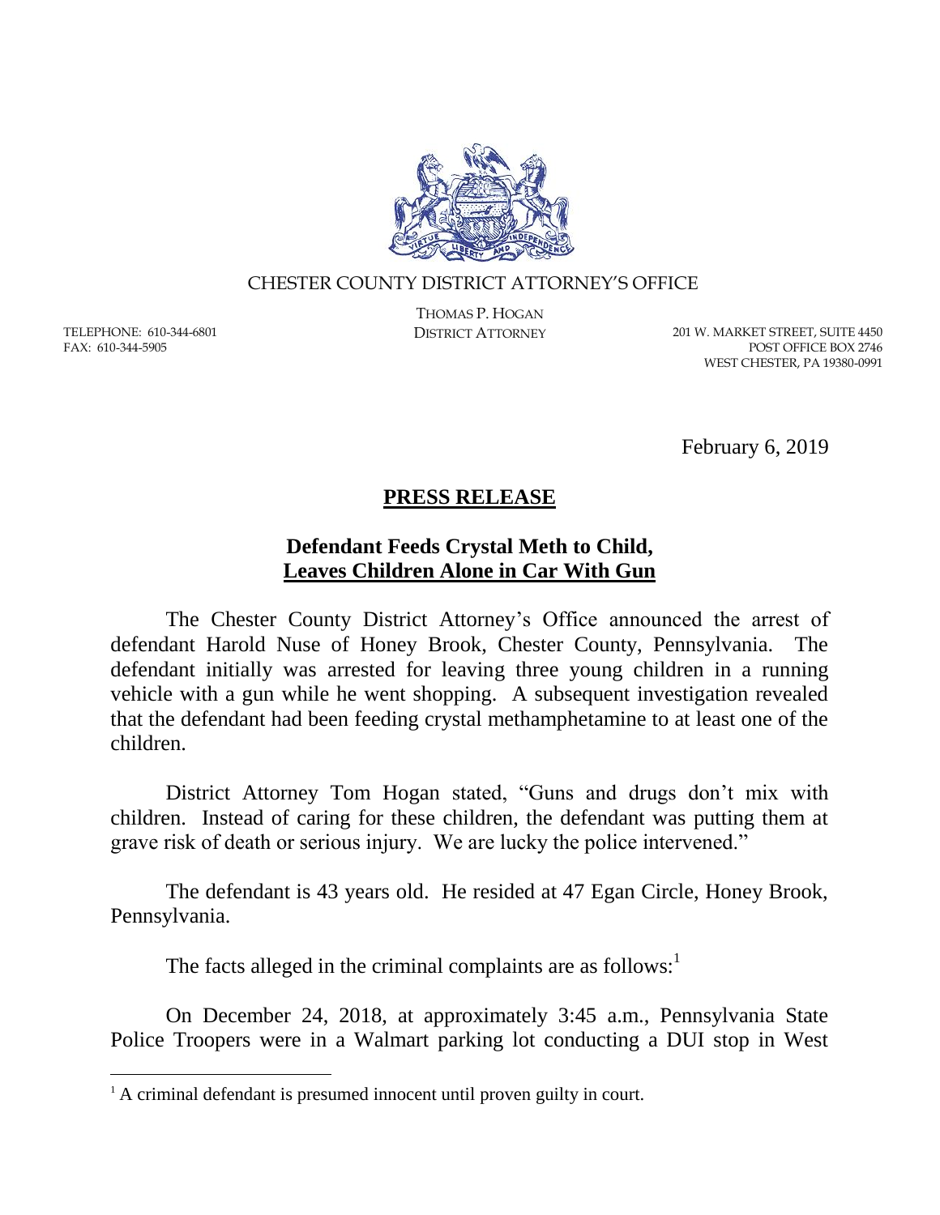CHESTER COUNTY DISTRICT ATTORNEY'S OFFICE

THOMAS P. HOGAN
DISTRICT ATTORNEY

TELEPHONE: 610-344-6801
FAX: 610-344-5905

201 W. MARKET STREET, SUITE 4450
POST OFFICE BOX 2746
WEST CHESTER, PA 19380-0991

February 6, 2019

# PRESS RELEASE

## Defendant Feeds Crystal Meth to Child, Leaves Children Alone in Car With Gun

The Chester County District Attorney's Office announced the arrest of defendant Harold Nuse of Honey Brook, Chester County, Pennsylvania. The defendant initially was arrested for leaving three young children in a running vehicle with a gun while he went shopping. A subsequent investigation revealed that the defendant had been feeding crystal methamphetamine to at least one of the children.

District Attorney Tom Hogan stated, "Guns and drugs don't mix with children. Instead of caring for these children, the defendant was putting them at grave risk of death or serious injury. We are lucky the police intervened."

The defendant is 43 years old. He resided at 47 Egan Circle, Honey Brook, Pennsylvania.

The facts alleged in the criminal complaints are as follows:[1]

On December 24, 2018, at approximately 3:45 a.m., Pennsylvania State Police Troopers were in a Walmart parking lot conducting a DUI stop in West

[1] A criminal defendant is presumed innocent until proven guilty in court.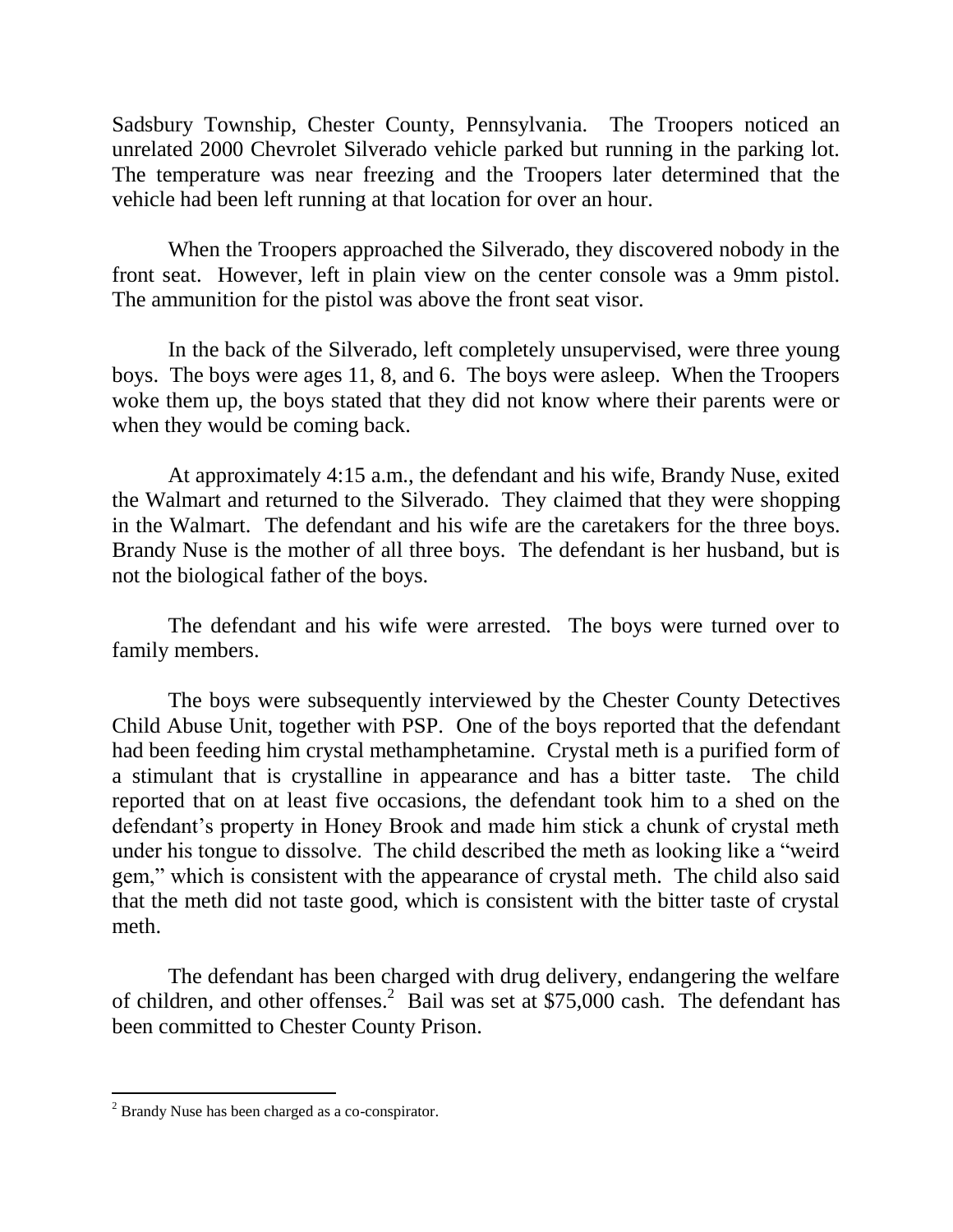Sadsbury Township, Chester County, Pennsylvania. The Troopers noticed an unrelated 2000 Chevrolet Silverado vehicle parked but running in the parking lot. The temperature was near freezing and the Troopers later determined that the vehicle had been left running at that location for over an hour.

When the Troopers approached the Silverado, they discovered nobody in the front seat. However, left in plain view on the center console was a 9mm pistol. The ammunition for the pistol was above the front seat visor.

In the back of the Silverado, left completely unsupervised, were three young boys. The boys were ages 11, 8, and 6. The boys were asleep. When the Troopers woke them up, the boys stated that they did not know where their parents were or when they would be coming back.

At approximately 4:15 a.m., the defendant and his wife, Brandy Nuse, exited the Walmart and returned to the Silverado. They claimed that they were shopping in the Walmart. The defendant and his wife are the caretakers for the three boys. Brandy Nuse is the mother of all three boys. The defendant is her husband, but is not the biological father of the boys.

The defendant and his wife were arrested. The boys were turned over to family members.

The boys were subsequently interviewed by the Chester County Detectives Child Abuse Unit, together with PSP. One of the boys reported that the defendant had been feeding him crystal methamphetamine. Crystal meth is a purified form of a stimulant that is crystalline in appearance and has a bitter taste. The child reported that on at least five occasions, the defendant took him to a shed on the defendant's property in Honey Brook and made him stick a chunk of crystal meth under his tongue to dissolve. The child described the meth as looking like a "weird gem," which is consistent with the appearance of crystal meth. The child also said that the meth did not taste good, which is consistent with the bitter taste of crystal meth.

The defendant has been charged with drug delivery, endangering the welfare of children, and other offenses.[2] Bail was set at $75,000 cash. The defendant has been committed to Chester County Prison.

---

[2] Brandy Nuse has been charged as a co-conspirator.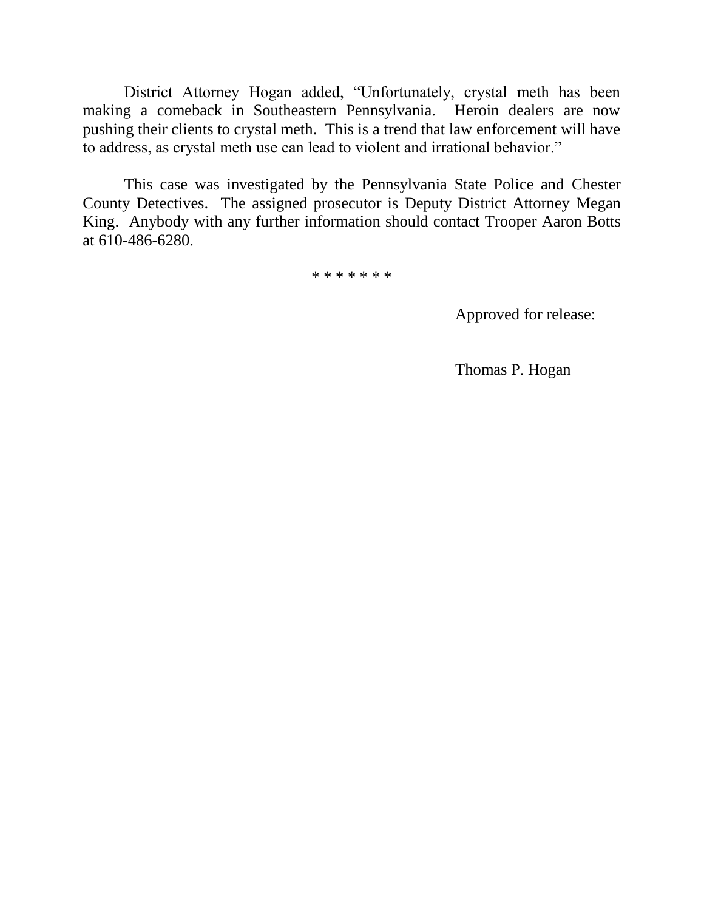District Attorney Hogan added, “Unfortunately, crystal meth has been making a comeback in Southeastern Pennsylvania. Heroin dealers are now pushing their clients to crystal meth. This is a trend that law enforcement will have to address, as crystal meth use can lead to violent and irrational behavior.”

This case was investigated by the Pennsylvania State Police and Chester County Detectives. The assigned prosecutor is Deputy District Attorney Megan King. Anybody with any further information should contact Trooper Aaron Botts at 610-486-6280.

* * * * * * *

Approved for release:

Thomas P. Hogan